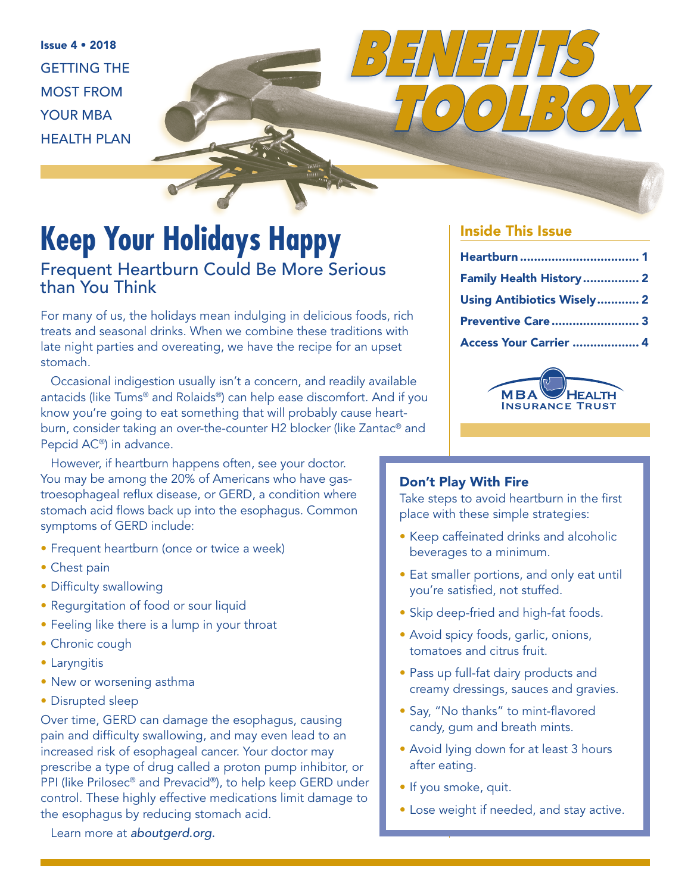Issue 4 • 2018

GETTING THE MOST FROM YOUR MBA HEALTH PLAN

# BENEFITS TOOLBOX

## Inside This Issue

- Heartburn .................................. 1
- Family Health History ................ 2
- Using Antibiotics Wisely ............ 2
- Preventive Care ......................... 3
- Access Your Carrier ................... 4

MBA HEALTH INSURANCE TRUST

# Keep Your Holidays Happy

## Frequent Heartburn Could Be More Serious than You Think

For many of us, the holidays mean indulging in delicious foods, rich treats and seasonal drinks. When we combine these traditions with late night parties and overeating, we have the recipe for an upset stomach.

Occasional indigestion usually isn't a concern, and readily available antacids (like Tums® and Rolaids®) can help ease discomfort. And if you know you're going to eat something that will probably cause heartburn, consider taking an over-the-counter H2 blocker (like Zantac® and Pepcid AC®) in advance.

However, if heartburn happens often, see your doctor. You may be among the 20% of Americans who have gastroesophageal reflux disease, or GERD, a condition where stomach acid flows back up into the esophagus. Common symptoms of GERD include:

- Frequent heartburn (once or twice a week)
- Chest pain
- Difficulty swallowing
- Regurgitation of food or sour liquid
- Feeling like there is a lump in your throat
- Chronic cough
- Laryngitis
- New or worsening asthma
- Disrupted sleep

Over time, GERD can damage the esophagus, causing pain and difficulty swallowing, and may even lead to an increased risk of esophageal cancer. Your doctor may prescribe a type of drug called a proton pump inhibitor, or PPI (like Prilosec® and Prevacid®), to help keep GERD under control. These highly effective medications limit damage to the esophagus by reducing stomach acid.

Learn more at *aboutgerd.org.*

### Don't Play With Fire

Take steps to avoid heartburn in the first place with these simple strategies:

- Keep caffeinated drinks and alcoholic beverages to a minimum.
- Eat smaller portions, and only eat until you're satisfied, not stuffed.
- Skip deep-fried and high-fat foods.
- Avoid spicy foods, garlic, onions, tomatoes and citrus fruit.
- Pass up full-fat dairy products and creamy dressings, sauces and gravies.
- Say, "No thanks" to mint-flavored candy, gum and breath mints.
- Avoid lying down for at least 3 hours after eating.
- If you smoke, quit.
- Lose weight if needed, and stay active.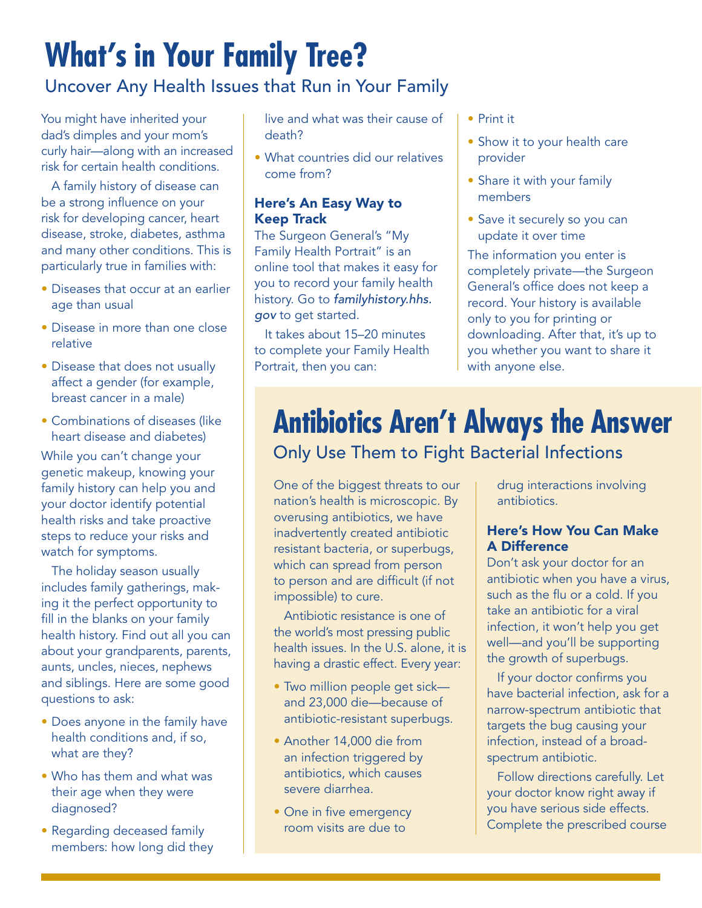# What's in Your Family Tree?

## Uncover Any Health Issues that Run in Your Family

You might have inherited your dad's dimples and your mom's curly hair—along with an increased risk for certain health conditions.

A family history of disease can be a strong influence on your risk for developing cancer, heart disease, stroke, diabetes, asthma and many other conditions. This is particularly true in families with:

- Diseases that occur at an earlier age than usual
- Disease in more than one close relative
- Disease that does not usually affect a gender (for example, breast cancer in a male)
- Combinations of diseases (like heart disease and diabetes)

While you can't change your genetic makeup, knowing your family history can help you and your doctor identify potential health risks and take proactive steps to reduce your risks and watch for symptoms.

The holiday season usually includes family gatherings, making it the perfect opportunity to fill in the blanks on your family health history. Find out all you can about your grandparents, parents, aunts, uncles, nieces, nephews and siblings. Here are some good questions to ask:

- Does anyone in the family have health conditions and, if so, what are they?
- Who has them and what was their age when they were diagnosed?
- Regarding deceased family members: how long did they live and what was their cause of death?
- What countries did our relatives come from?

### Here's An Easy Way to Keep Track

The Surgeon General's "My Family Health Portrait" is an online tool that makes it easy for you to record your family health history. Go to *familyhistory.hhs.gov* to get started.

It takes about 15–20 minutes to complete your Family Health Portrait, then you can:

- Print it
- Show it to your health care provider
- Share it with your family members
- Save it securely so you can update it over time

The information you enter is completely private—the Surgeon General's office does not keep a record. Your history is available only to you for printing or downloading. After that, it's up to you whether you want to share it with anyone else.

# Antibiotics Aren't Always the Answer

## Only Use Them to Fight Bacterial Infections

One of the biggest threats to our nation's health is microscopic. By overusing antibiotics, we have inadvertently created antibiotic resistant bacteria, or superbugs, which can spread from person to person and are difficult (if not impossible) to cure.

Antibiotic resistance is one of the world's most pressing public health issues. In the U.S. alone, it is having a drastic effect. Every year:

- Two million people get sick—and 23,000 die—because of antibiotic-resistant superbugs.
- Another 14,000 die from an infection triggered by antibiotics, which causes severe diarrhea.
- One in five emergency room visits are due to drug interactions involving antibiotics.

### Here's How You Can Make A Difference

Don't ask your doctor for an antibiotic when you have a virus, such as the flu or a cold. If you take an antibiotic for a viral infection, it won't help you get well—and you'll be supporting the growth of superbugs.

If your doctor confirms you have bacterial infection, ask for a narrow-spectrum antibiotic that targets the bug causing your infection, instead of a broad-spectrum antibiotic.

Follow directions carefully. Let your doctor know right away if you have serious side effects. Complete the prescribed course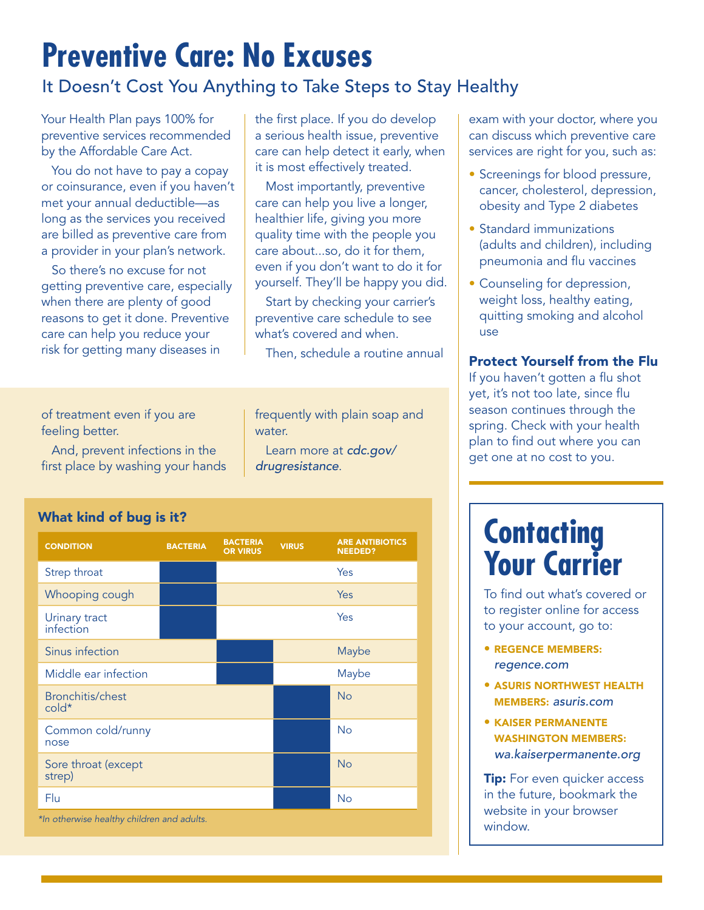# Preventive Care: No Excuses

## It Doesn't Cost You Anything to Take Steps to Stay Healthy

Your Health Plan pays 100% for preventive services recommended by the Affordable Care Act.

You do not have to pay a copay or coinsurance, even if you haven't met your annual deductible—as long as the services you received are billed as preventive care from a provider in your plan's network.

So there's no excuse for not getting preventive care, especially when there are plenty of good reasons to get it done. Preventive care can help you reduce your risk for getting many diseases in the first place. If you do develop a serious health issue, preventive care can help detect it early, when it is most effectively treated.

Most importantly, preventive care can help you live a longer, healthier life, giving you more quality time with the people you care about...so, do it for them, even if you don't want to do it for yourself. They'll be happy you did.

Start by checking your carrier's preventive care schedule to see what's covered and when.

Then, schedule a routine annual exam with your doctor, where you can discuss which preventive care services are right for you, such as:

- Screenings for blood pressure, cancer, cholesterol, depression, obesity and Type 2 diabetes
- Standard immunizations (adults and children), including pneumonia and flu vaccines
- Counseling for depression, weight loss, healthy eating, quitting smoking and alcohol use

### Protect Yourself from the Flu

If you haven't gotten a flu shot yet, it's not too late, since flu season continues through the spring. Check with your health plan to find out where you can get one at no cost to you.

of treatment even if you are feeling better.

And, prevent infections in the first place by washing your hands frequently with plain soap and water.

Learn more at *cdc.gov/drugresistance*.

### What kind of bug is it?

| CONDITION | BACTERIA | BACTERIA OR VIRUS | VIRUS | ARE ANTIBIOTICS NEEDED? |
|---|---|---|---|---|
| Strep throat | ■ | | | Yes |
| Whooping cough | ■ | | | Yes |
| Urinary tract infection | ■ | | | Yes |
| Sinus infection | | ■ | | Maybe |
| Middle ear infection | | ■ | | Maybe |
| Bronchitis/chest cold* | | | ■ | No |
| Common cold/runny nose | | | ■ | No |
| Sore throat (except strep) | | | ■ | No |
| Flu | | | ■ | No |

*\*In otherwise healthy children and adults.*

## Contacting Your Carrier

To find out what's covered or to register online for access to your account, go to:

- **REGENCE MEMBERS:** *regence.com*
- **ASURIS NORTHWEST HEALTH MEMBERS:** *asuris.com*
- **KAISER PERMANENTE WASHINGTON MEMBERS:** *wa.kaiserpermanente.org*

**Tip:** For even quicker access in the future, bookmark the website in your browser window.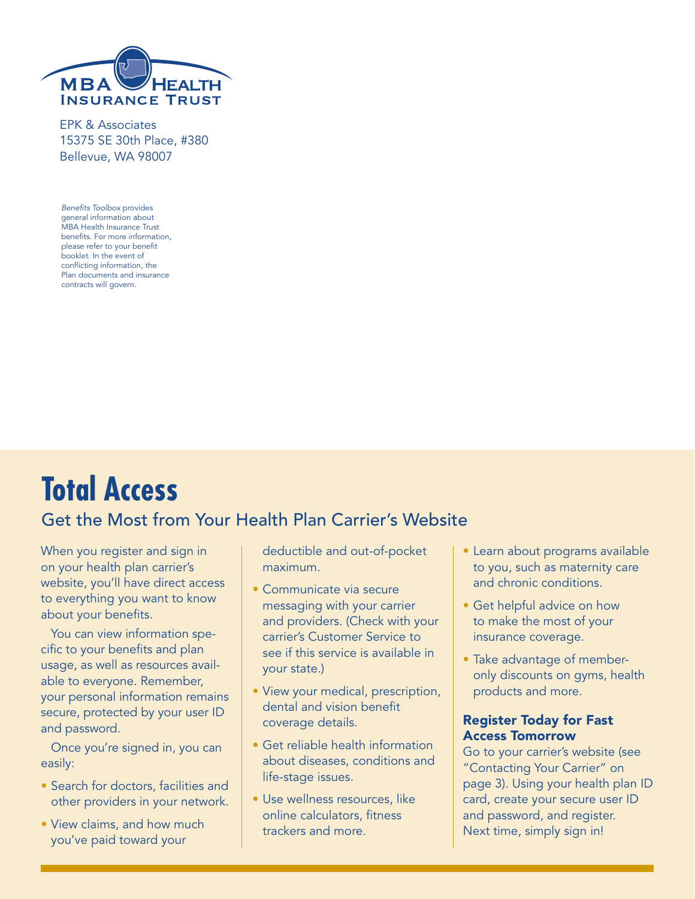MBA Health Insurance Trust

EPK & Associates
15375 SE 30th Place, #380
Bellevue, WA 98007

*Benefits Toolbox* provides general information about MBA Health Insurance Trust benefits. For more information, please refer to your benefit booklet. In the event of conflicting information, the Plan documents and insurance contracts will govern.

# Total Access

## Get the Most from Your Health Plan Carrier's Website

When you register and sign in on your health plan carrier's website, you'll have direct access to everything you want to know about your benefits.

You can view information specific to your benefits and plan usage, as well as resources available to everyone. Remember, your personal information remains secure, protected by your user ID and password.

Once you're signed in, you can easily:

- Search for doctors, facilities and other providers in your network.
- View claims, and how much you've paid toward your deductible and out-of-pocket maximum.
- Communicate via secure messaging with your carrier and providers. (Check with your carrier's Customer Service to see if this service is available in your state.)
- View your medical, prescription, dental and vision benefit coverage details.
- Get reliable health information about diseases, conditions and life-stage issues.
- Use wellness resources, like online calculators, fitness trackers and more.
- Learn about programs available to you, such as maternity care and chronic conditions.
- Get helpful advice on how to make the most of your insurance coverage.
- Take advantage of member-only discounts on gyms, health products and more.

### Register Today for Fast Access Tomorrow

Go to your carrier's website (see "Contacting Your Carrier" on page 3). Using your health plan ID card, create your secure user ID and password, and register. Next time, simply sign in!